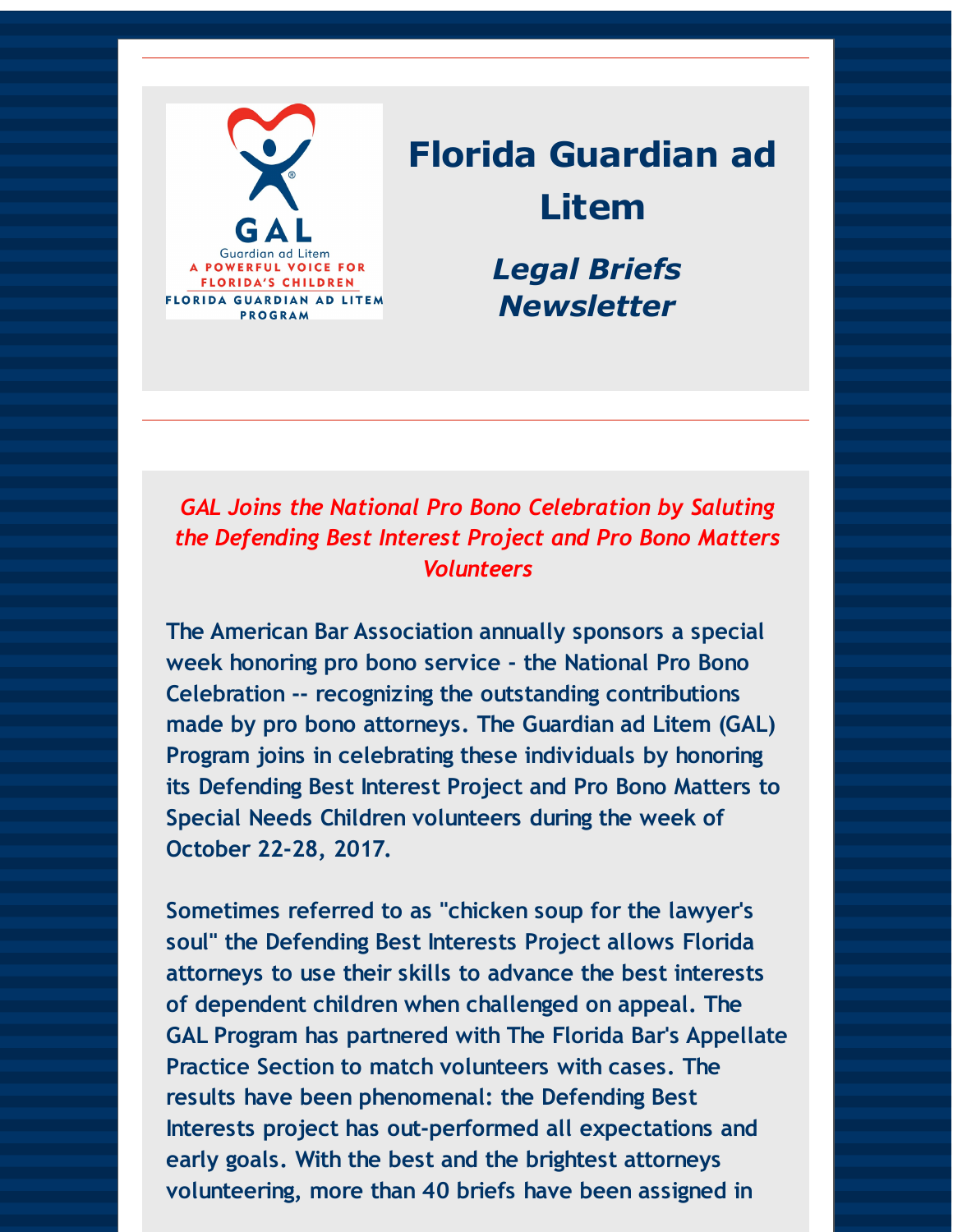# Florida Guardian ad Litem

## *Legal Briefs Newsletter*

### *GAL Joins the National Pro Bono Celebration by Saluting the Defending Best Interest Project and Pro Bono Matters Volunteers*

**The American Bar Association annually sponsors a special week honoring pro bono service - the National Pro Bono Celebration -- recognizing the outstanding contributions made by pro bono attorneys. The Guardian ad Litem (GAL) Program joins in celebrating these individuals by honoring its Defending Best Interest Project and Pro Bono Matters to Special Needs Children volunteers during the week of October 22-28, 2017.**

**Sometimes referred to as "chicken soup for the lawyer's soul" the Defending Best Interests Project allows Florida attorneys to use their skills to advance the best interests of dependent children when challenged on appeal. The GAL Program has partnered with The Florida Bar's Appellate Practice Section to match volunteers with cases. The results have been phenomenal: the Defending Best Interests project has out-performed all expectations and early goals. With the best and the brightest attorneys volunteering, more than 40 briefs have been assigned in**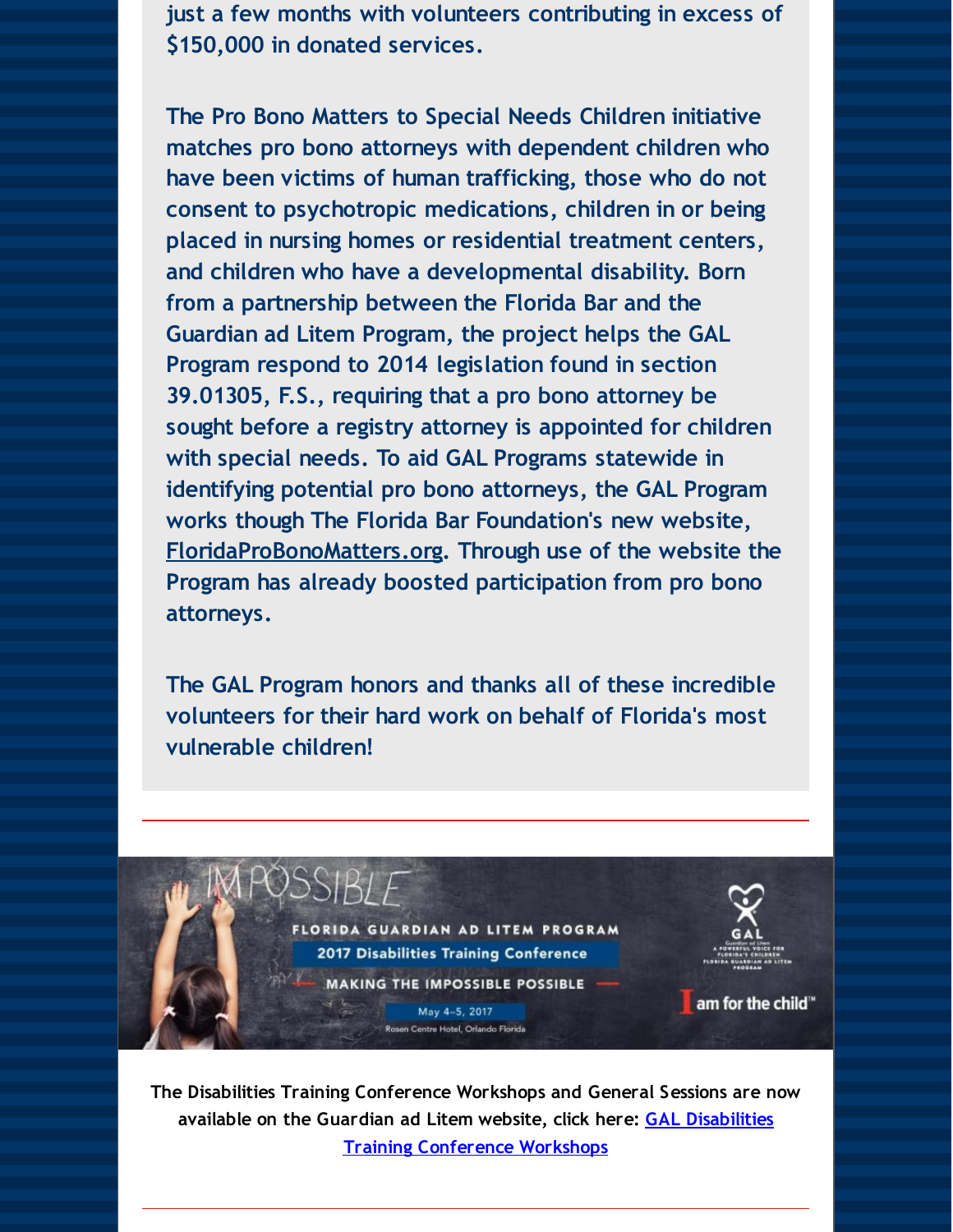just a few months with volunteers contributing in excess of $150,000 in donated services.

The Pro Bono Matters to Special Needs Children initiative matches pro bono attorneys with dependent children who have been victims of human trafficking, those who do not consent to psychotropic medications, children in or being placed in nursing homes or residential treatment centers, and children who have a developmental disability. Born from a partnership between the Florida Bar and the Guardian ad Litem Program, the project helps the GAL Program respond to 2014 legislation found in section 39.01305, F.S., requiring that a pro bono attorney be sought before a registry attorney is appointed for children with special needs. To aid GAL Programs statewide in identifying potential pro bono attorneys, the GAL Program works though The Florida Bar Foundation's new website, FloridaProBonoMatters.org. Through use of the website the Program has already boosted participation from pro bono attorneys.

The GAL Program honors and thanks all of these incredible volunteers for their hard work on behalf of Florida's most vulnerable children!

---

IMPOSSIBLE

FLORIDA GUARDIAN AD LITEM PROGRAM

2017 Disabilities Training Conference

MAKING THE IMPOSSIBLE POSSIBLE

May 4-5, 2017

Rosen Centre Hotel, Orlando Florida

GAL Guardian ad Litem A POWERFUL VOICE FOR FLORIDA'S CHILDREN FLORIDA GUARDIAN AD LITEM PROGRAM

I am for the child™

The Disabilities Training Conference Workshops and General Sessions are now available on the Guardian ad Litem website, click here: GAL Disabilities Training Conference Workshops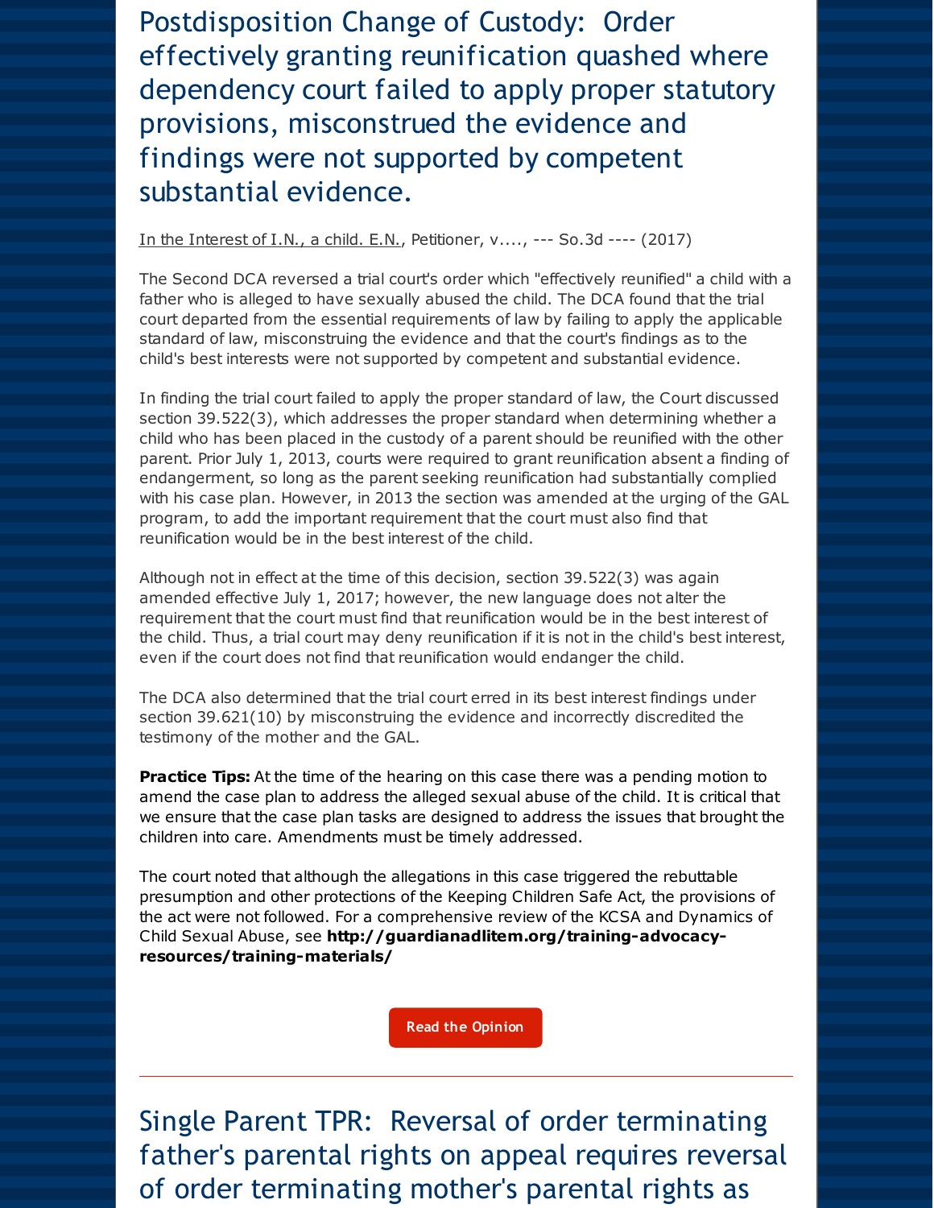## Postdisposition Change of Custody: Order effectively granting reunification quashed where dependency court failed to apply proper statutory provisions, misconstrued the evidence and findings were not supported by competent substantial evidence.

In the Interest of I.N., a child. E.N., Petitioner, v...., --- So.3d ---- (2017)

The Second DCA reversed a trial court's order which "effectively reunified" a child with a father who is alleged to have sexually abused the child. The DCA found that the trial court departed from the essential requirements of law by failing to apply the applicable standard of law, misconstruing the evidence and that the court's findings as to the child's best interests were not supported by competent and substantial evidence.

In finding the trial court failed to apply the proper standard of law, the Court discussed section 39.522(3), which addresses the proper standard when determining whether a child who has been placed in the custody of a parent should be reunified with the other parent. Prior July 1, 2013, courts were required to grant reunification absent a finding of endangerment, so long as the parent seeking reunification had substantially complied with his case plan. However, in 2013 the section was amended at the urging of the GAL program, to add the important requirement that the court must also find that reunification would be in the best interest of the child.

Although not in effect at the time of this decision, section 39.522(3) was again amended effective July 1, 2017; however, the new language does not alter the requirement that the court must find that reunification would be in the best interest of the child. Thus, a trial court may deny reunification if it is not in the child's best interest, even if the court does not find that reunification would endanger the child.

The DCA also determined that the trial court erred in its best interest findings under section 39.621(10) by misconstruing the evidence and incorrectly discredited the testimony of the mother and the GAL.

**Practice Tips:** At the time of the hearing on this case there was a pending motion to amend the case plan to address the alleged sexual abuse of the child. It is critical that we ensure that the case plan tasks are designed to address the issues that brought the children into care. Amendments must be timely addressed.

The court noted that although the allegations in this case triggered the rebuttable presumption and other protections of the Keeping Children Safe Act, the provisions of the act were not followed. For a comprehensive review of the KCSA and Dynamics of Child Sexual Abuse, see **http://guardianadlitem.org/training-advocacy-resources/training-materials/**

Read the Opinion

---

## Single Parent TPR: Reversal of order terminating father's parental rights on appeal requires reversal of order terminating mother's parental rights as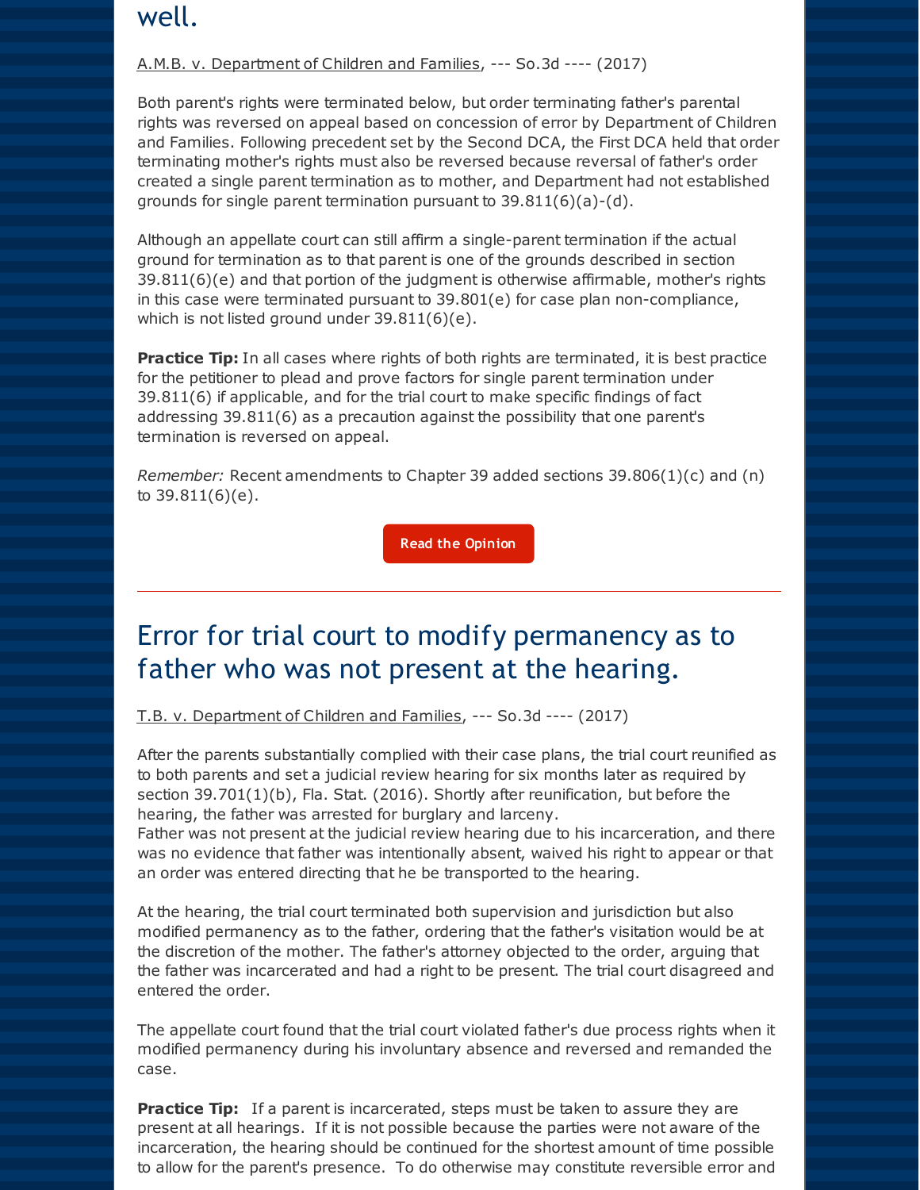## well.

A.M.B. v. Department of Children and Families, --- So.3d ---- (2017)

Both parent's rights were terminated below, but order terminating father's parental rights was reversed on appeal based on concession of error by Department of Children and Families. Following precedent set by the Second DCA, the First DCA held that order terminating mother's rights must also be reversed because reversal of father's order created a single parent termination as to mother, and Department had not established grounds for single parent termination pursuant to 39.811(6)(a)-(d).

Although an appellate court can still affirm a single-parent termination if the actual ground for termination as to that parent is one of the grounds described in section 39.811(6)(e) and that portion of the judgment is otherwise affirmable, mother's rights in this case were terminated pursuant to 39.801(e) for case plan non-compliance, which is not listed ground under 39.811(6)(e).

**Practice Tip:** In all cases where rights of both rights are terminated, it is best practice for the petitioner to plead and prove factors for single parent termination under 39.811(6) if applicable, and for the trial court to make specific findings of fact addressing 39.811(6) as a precaution against the possibility that one parent's termination is reversed on appeal.

*Remember:* Recent amendments to Chapter 39 added sections 39.806(1)(c) and (n) to 39.811(6)(e).

Read the Opinion

---

## Error for trial court to modify permanency as to father who was not present at the hearing.

T.B. v. Department of Children and Families, --- So.3d ---- (2017)

After the parents substantially complied with their case plans, the trial court reunified as to both parents and set a judicial review hearing for six months later as required by section 39.701(1)(b), Fla. Stat. (2016). Shortly after reunification, but before the hearing, the father was arrested for burglary and larceny.
Father was not present at the judicial review hearing due to his incarceration, and there was no evidence that father was intentionally absent, waived his right to appear or that an order was entered directing that he be transported to the hearing.

At the hearing, the trial court terminated both supervision and jurisdiction but also modified permanency as to the father, ordering that the father's visitation would be at the discretion of the mother. The father's attorney objected to the order, arguing that the father was incarcerated and had a right to be present. The trial court disagreed and entered the order.

The appellate court found that the trial court violated father's due process rights when it modified permanency during his involuntary absence and reversed and remanded the case.

**Practice Tip:** If a parent is incarcerated, steps must be taken to assure they are present at all hearings. If it is not possible because the parties were not aware of the incarceration, the hearing should be continued for the shortest amount of time possible to allow for the parent's presence. To do otherwise may constitute reversible error and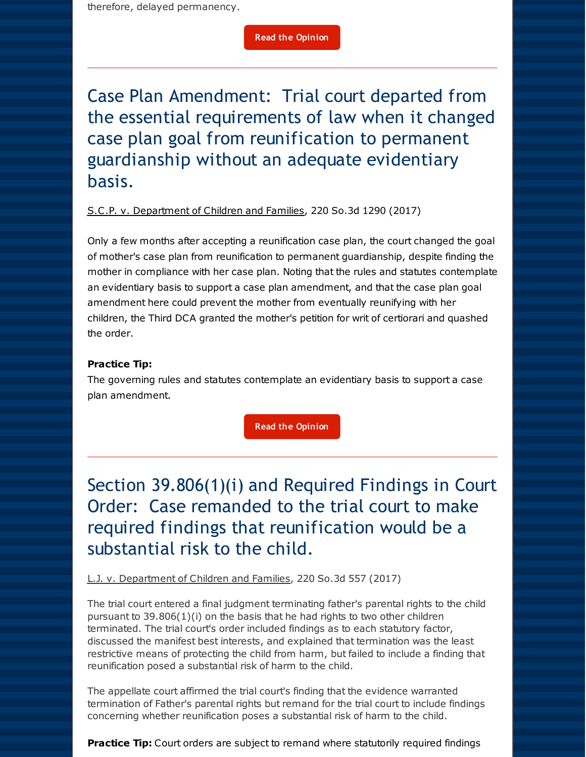therefore, delayed permanency.

Read the Opinion

---

## Case Plan Amendment: Trial court departed from the essential requirements of law when it changed case plan goal from reunification to permanent guardianship without an adequate evidentiary basis.

S.C.P. v. Department of Children and Families, 220 So.3d 1290 (2017)

Only a few months after accepting a reunification case plan, the court changed the goal of mother's case plan from reunification to permanent guardianship, despite finding the mother in compliance with her case plan. Noting that the rules and statutes contemplate an evidentiary basis to support a case plan amendment, and that the case plan goal amendment here could prevent the mother from eventually reunifying with her children, the Third DCA granted the mother's petition for writ of certiorari and quashed the order.

**Practice Tip:**
The governing rules and statutes contemplate an evidentiary basis to support a case plan amendment.

Read the Opinion

---

## Section 39.806(1)(i) and Required Findings in Court Order: Case remanded to the trial court to make required findings that reunification would be a substantial risk to the child.

L.J. v. Department of Children and Families, 220 So.3d 557 (2017)

The trial court entered a final judgment terminating father's parental rights to the child pursuant to 39.806(1)(i) on the basis that he had rights to two other children terminated. The trial court's order included findings as to each statutory factor, discussed the manifest best interests, and explained that termination was the least restrictive means of protecting the child from harm, but failed to include a finding that reunification posed a substantial risk of harm to the child.

The appellate court affirmed the trial court's finding that the evidence warranted termination of Father's parental rights but remand for the trial court to include findings concerning whether reunification poses a substantial risk of harm to the child.

**Practice Tip:** Court orders are subject to remand where statutorily required findings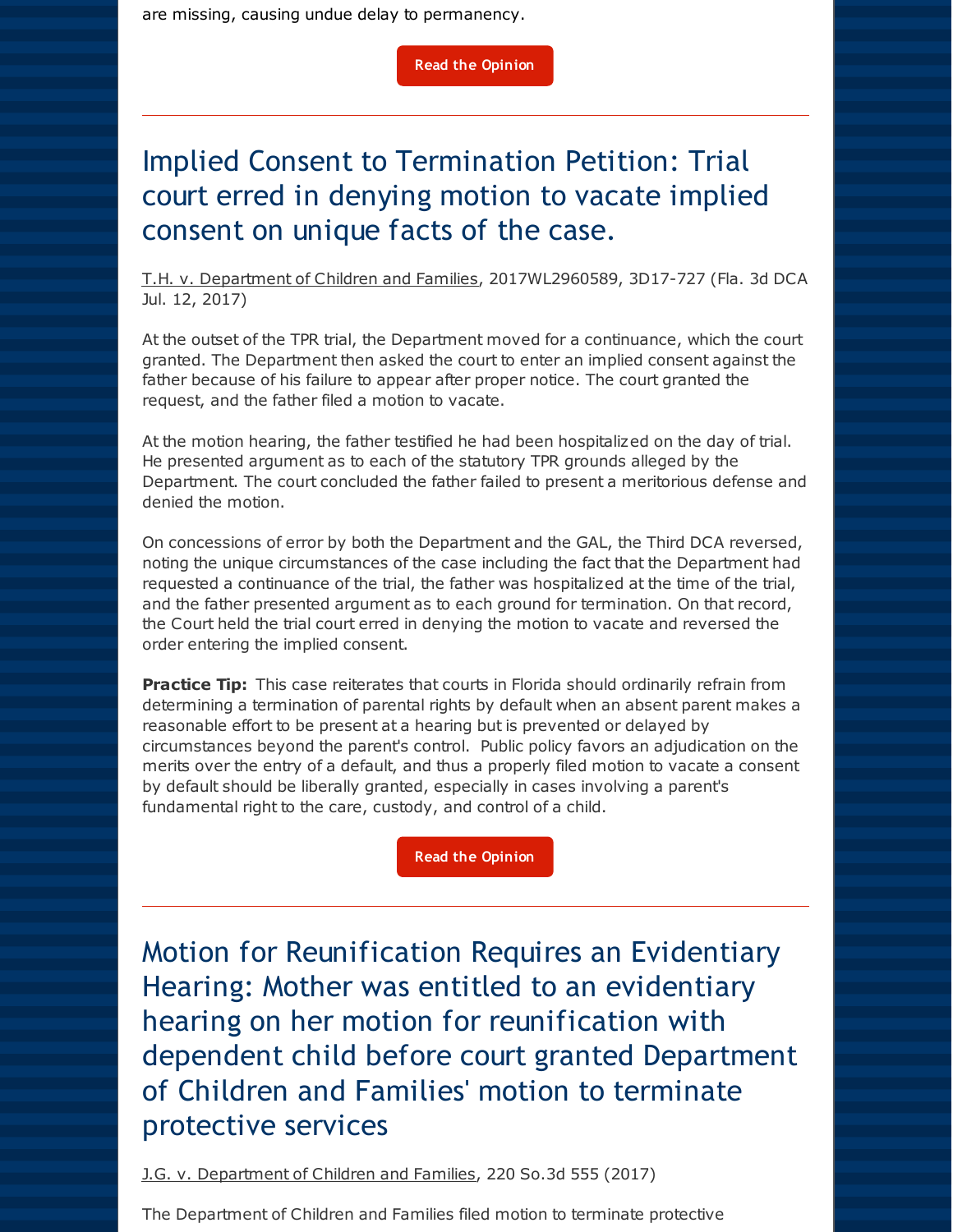are missing, causing undue delay to permanency.

Read the Opinion

---

## Implied Consent to Termination Petition: Trial court erred in denying motion to vacate implied consent on unique facts of the case.

T.H. v. Department of Children and Families, 2017WL2960589, 3D17-727 (Fla. 3d DCA Jul. 12, 2017)

At the outset of the TPR trial, the Department moved for a continuance, which the court granted. The Department then asked the court to enter an implied consent against the father because of his failure to appear after proper notice. The court granted the request, and the father filed a motion to vacate.

At the motion hearing, the father testified he had been hospitalized on the day of trial. He presented argument as to each of the statutory TPR grounds alleged by the Department. The court concluded the father failed to present a meritorious defense and denied the motion.

On concessions of error by both the Department and the GAL, the Third DCA reversed, noting the unique circumstances of the case including the fact that the Department had requested a continuance of the trial, the father was hospitalized at the time of the trial, and the father presented argument as to each ground for termination. On that record, the Court held the trial court erred in denying the motion to vacate and reversed the order entering the implied consent.

**Practice Tip:** This case reiterates that courts in Florida should ordinarily refrain from determining a termination of parental rights by default when an absent parent makes a reasonable effort to be present at a hearing but is prevented or delayed by circumstances beyond the parent's control. Public policy favors an adjudication on the merits over the entry of a default, and thus a properly filed motion to vacate a consent by default should be liberally granted, especially in cases involving a parent's fundamental right to the care, custody, and control of a child.

Read the Opinion

---

## Motion for Reunification Requires an Evidentiary Hearing: Mother was entitled to an evidentiary hearing on her motion for reunification with dependent child before court granted Department of Children and Families' motion to terminate protective services

J.G. v. Department of Children and Families, 220 So.3d 555 (2017)

The Department of Children and Families filed motion to terminate protective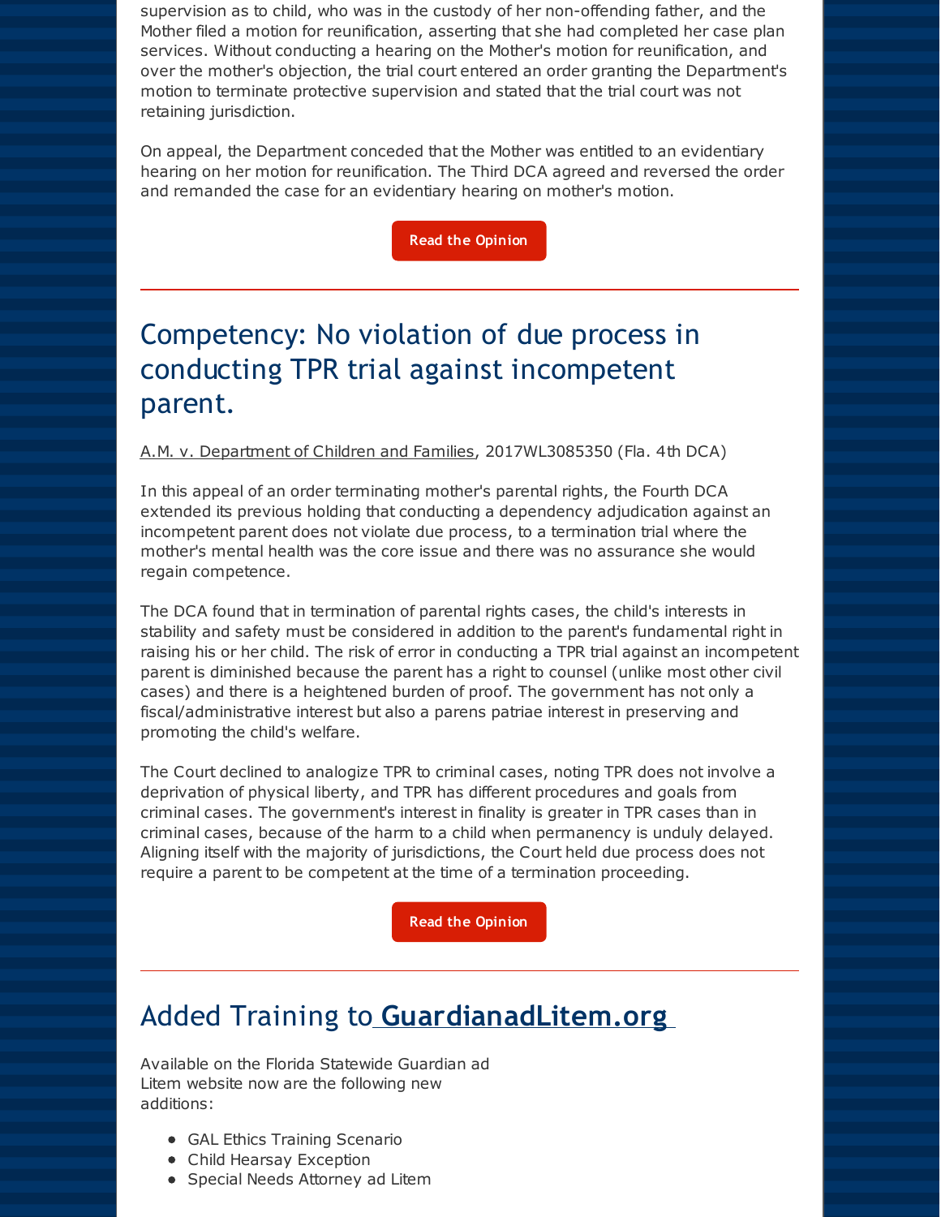supervision as to child, who was in the custody of her non-offending father, and the Mother filed a motion for reunification, asserting that she had completed her case plan services. Without conducting a hearing on the Mother's motion for reunification, and over the mother's objection, the trial court entered an order granting the Department's motion to terminate protective supervision and stated that the trial court was not retaining jurisdiction.

On appeal, the Department conceded that the Mother was entitled to an evidentiary hearing on her motion for reunification. The Third DCA agreed and reversed the order and remanded the case for an evidentiary hearing on mother's motion.

Read the Opinion

---

## Competency: No violation of due process in conducting TPR trial against incompetent parent.

A.M. v. Department of Children and Families, 2017WL3085350 (Fla. 4th DCA)

In this appeal of an order terminating mother's parental rights, the Fourth DCA extended its previous holding that conducting a dependency adjudication against an incompetent parent does not violate due process, to a termination trial where the mother's mental health was the core issue and there was no assurance she would regain competence.

The DCA found that in termination of parental rights cases, the child's interests in stability and safety must be considered in addition to the parent's fundamental right in raising his or her child. The risk of error in conducting a TPR trial against an incompetent parent is diminished because the parent has a right to counsel (unlike most other civil cases) and there is a heightened burden of proof. The government has not only a fiscal/administrative interest but also a parens patriae interest in preserving and promoting the child's welfare.

The Court declined to analogize TPR to criminal cases, noting TPR does not involve a deprivation of physical liberty, and TPR has different procedures and goals from criminal cases. The government's interest in finality is greater in TPR cases than in criminal cases, because of the harm to a child when permanency is unduly delayed. Aligning itself with the majority of jurisdictions, the Court held due process does not require a parent to be competent at the time of a termination proceeding.

Read the Opinion

---

## Added Training to **GuardianadLitem.org**

Available on the Florida Statewide Guardian ad Litem website now are the following new additions:

- GAL Ethics Training Scenario
- Child Hearsay Exception
- Special Needs Attorney ad Litem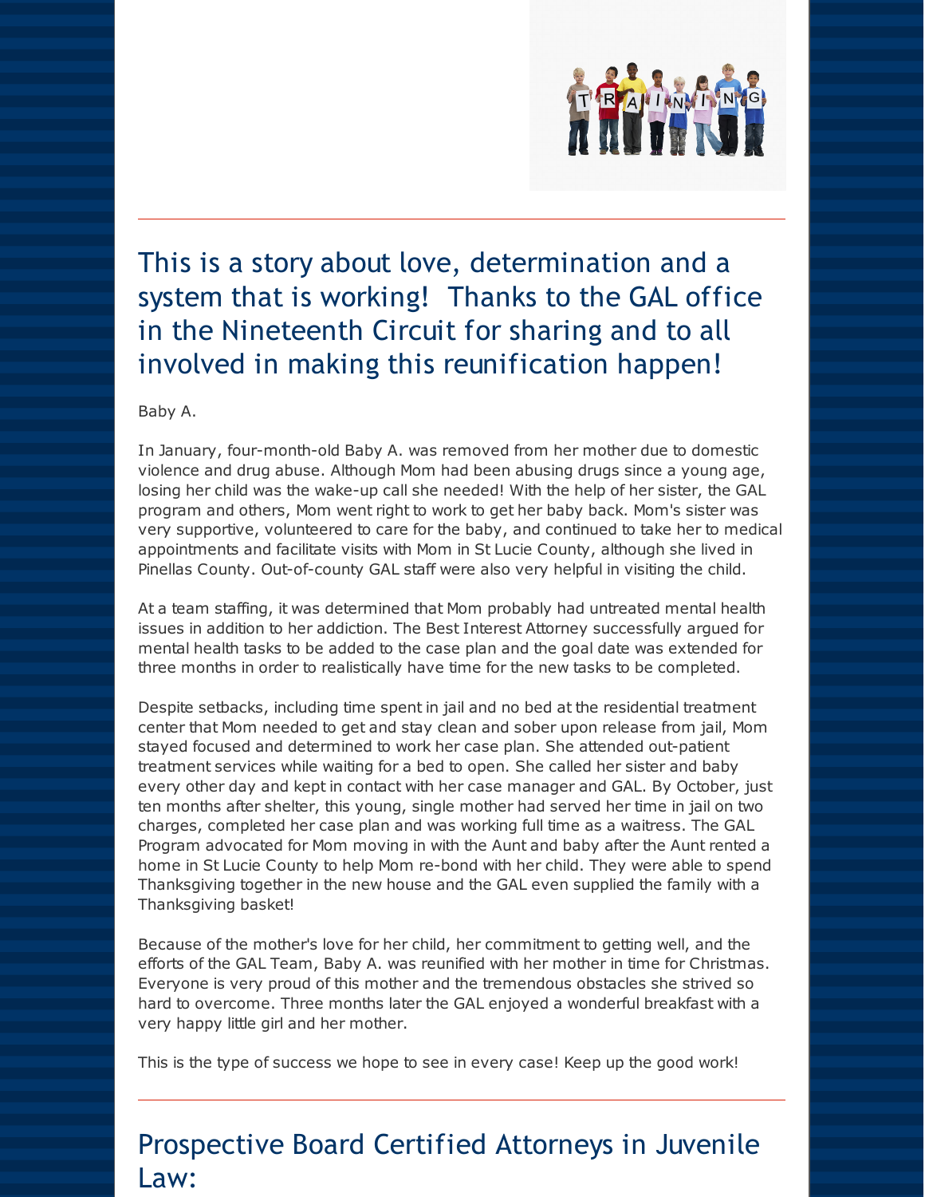## This is a story about love, determination and a system that is working! Thanks to the GAL office in the Nineteenth Circuit for sharing and to all involved in making this reunification happen!

Baby A.

In January, four-month-old Baby A. was removed from her mother due to domestic violence and drug abuse. Although Mom had been abusing drugs since a young age, losing her child was the wake-up call she needed! With the help of her sister, the GAL program and others, Mom went right to work to get her baby back. Mom's sister was very supportive, volunteered to care for the baby, and continued to take her to medical appointments and facilitate visits with Mom in St Lucie County, although she lived in Pinellas County. Out-of-county GAL staff were also very helpful in visiting the child.

At a team staffing, it was determined that Mom probably had untreated mental health issues in addition to her addiction. The Best Interest Attorney successfully argued for mental health tasks to be added to the case plan and the goal date was extended for three months in order to realistically have time for the new tasks to be completed.

Despite setbacks, including time spent in jail and no bed at the residential treatment center that Mom needed to get and stay clean and sober upon release from jail, Mom stayed focused and determined to work her case plan. She attended out-patient treatment services while waiting for a bed to open. She called her sister and baby every other day and kept in contact with her case manager and GAL. By October, just ten months after shelter, this young, single mother had served her time in jail on two charges, completed her case plan and was working full time as a waitress. The GAL Program advocated for Mom moving in with the Aunt and baby after the Aunt rented a home in St Lucie County to help Mom re-bond with her child. They were able to spend Thanksgiving together in the new house and the GAL even supplied the family with a Thanksgiving basket!

Because of the mother's love for her child, her commitment to getting well, and the efforts of the GAL Team, Baby A. was reunified with her mother in time for Christmas. Everyone is very proud of this mother and the tremendous obstacles she strived so hard to overcome. Three months later the GAL enjoyed a wonderful breakfast with a very happy little girl and her mother.

This is the type of success we hope to see in every case! Keep up the good work!

---

## Prospective Board Certified Attorneys in Juvenile Law: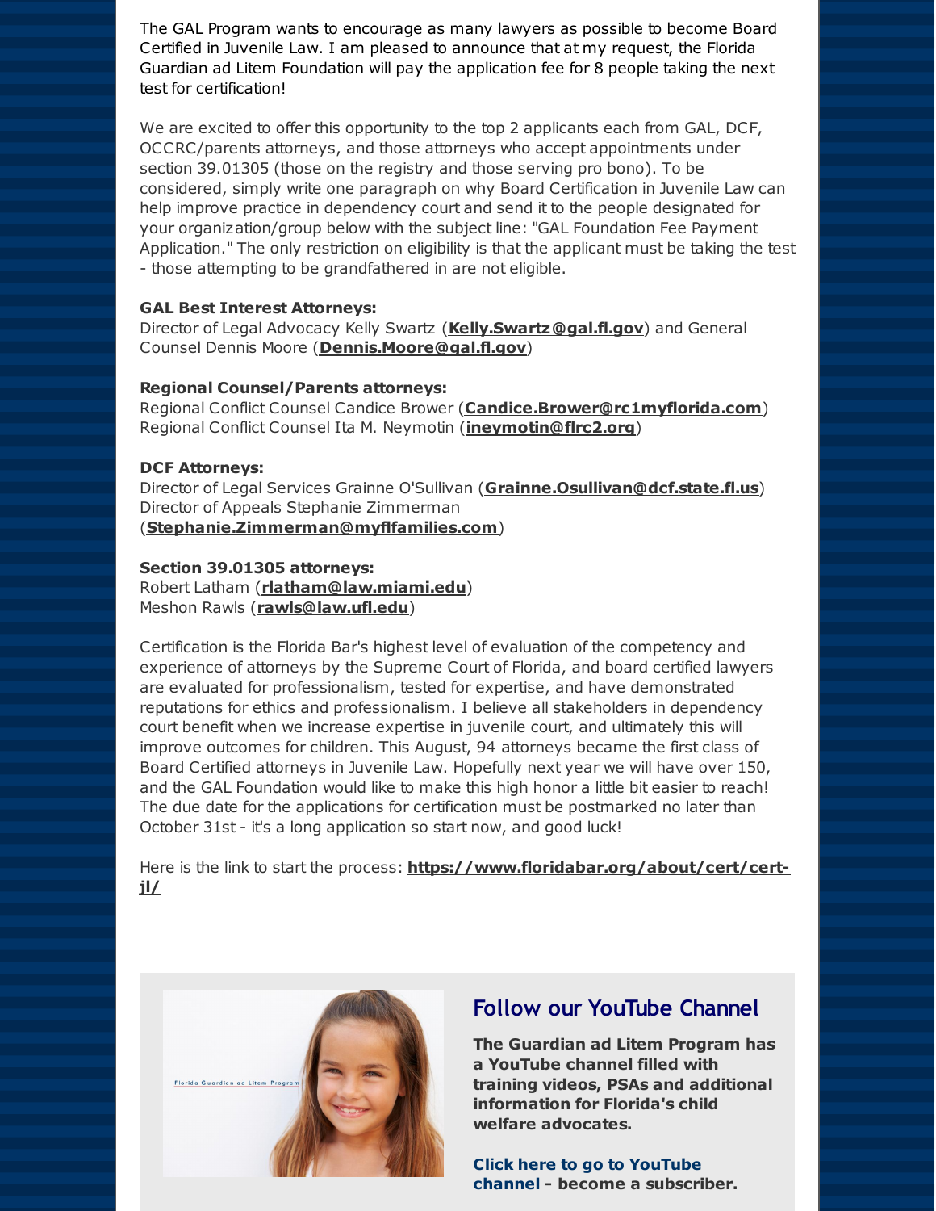The GAL Program wants to encourage as many lawyers as possible to become Board Certified in Juvenile Law. I am pleased to announce that at my request, the Florida Guardian ad Litem Foundation will pay the application fee for 8 people taking the next test for certification!

We are excited to offer this opportunity to the top 2 applicants each from GAL, DCF, OCCRC/parents attorneys, and those attorneys who accept appointments under section 39.01305 (those on the registry and those serving pro bono). To be considered, simply write one paragraph on why Board Certification in Juvenile Law can help improve practice in dependency court and send it to the people designated for your organization/group below with the subject line: "GAL Foundation Fee Payment Application." The only restriction on eligibility is that the applicant must be taking the test - those attempting to be grandfathered in are not eligible.

**GAL Best Interest Attorneys:**
Director of Legal Advocacy Kelly Swartz (**Kelly.Swartz@gal.fl.gov**) and General Counsel Dennis Moore (**Dennis.Moore@gal.fl.gov**)

**Regional Counsel/Parents attorneys:**
Regional Conflict Counsel Candice Brower (**Candice.Brower@rc1myflorida.com**)
Regional Conflict Counsel Ita M. Neymotin (**ineymotin@flrc2.org**)

**DCF Attorneys:**
Director of Legal Services Grainne O'Sullivan (**Grainne.Osullivan@dcf.state.fl.us**)
Director of Appeals Stephanie Zimmerman (**Stephanie.Zimmerman@myflfamilies.com**)

**Section 39.01305 attorneys:**
Robert Latham (**rlatham@law.miami.edu**)
Meshon Rawls (**rawls@law.ufl.edu**)

Certification is the Florida Bar's highest level of evaluation of the competency and experience of attorneys by the Supreme Court of Florida, and board certified lawyers are evaluated for professionalism, tested for expertise, and have demonstrated reputations for ethics and professionalism. I believe all stakeholders in dependency court benefit when we increase expertise in juvenile court, and ultimately this will improve outcomes for children. This August, 94 attorneys became the first class of Board Certified attorneys in Juvenile Law. Hopefully next year we will have over 150, and the GAL Foundation would like to make this high honor a little bit easier to reach! The due date for the applications for certification must be postmarked no later than October 31st - it's a long application so start now, and good luck!

Here is the link to start the process: **https://www.floridabar.org/about/cert/cert-jl/**

---

## Follow our YouTube Channel

**The Guardian ad Litem Program has a YouTube channel filled with training videos, PSAs and additional information for Florida's child welfare advocates.**

**Click here to go to YouTube channel - become a subscriber.**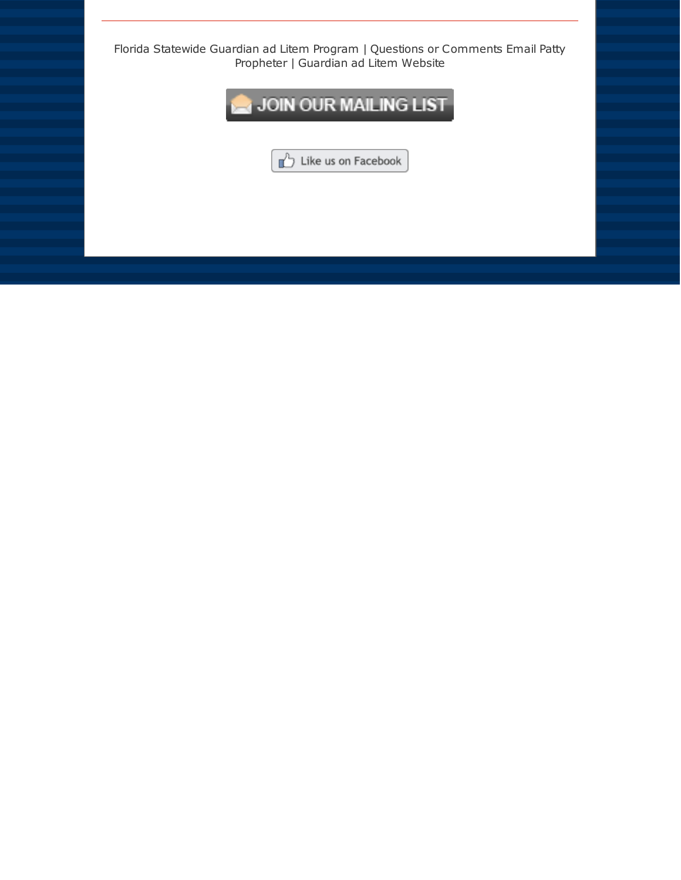---

Florida Statewide Guardian ad Litem Program | Questions or Comments Email Patty Propheter | Guardian ad Litem Website

JOIN OUR MAILING LIST

Like us on Facebook